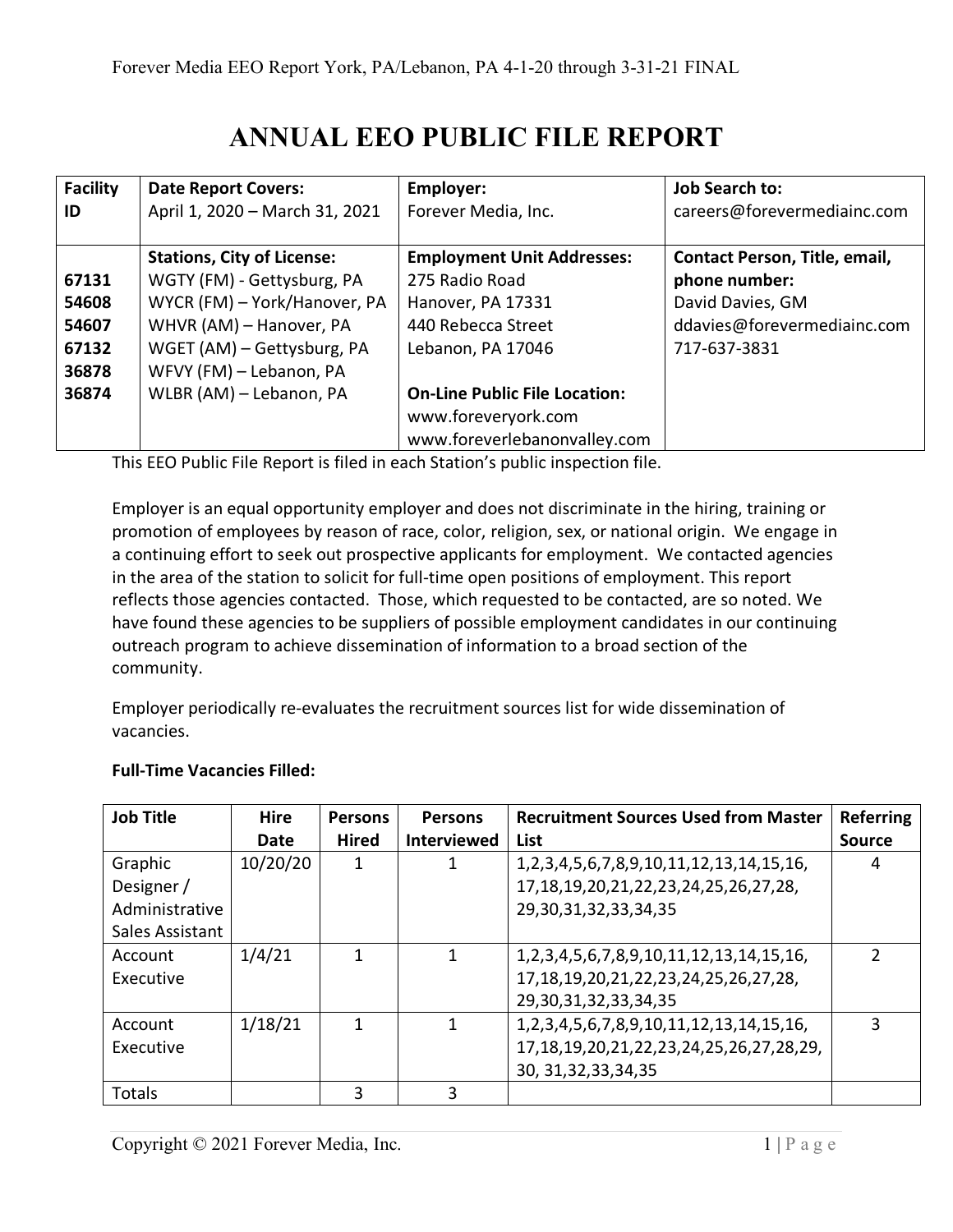# ANNUAL EEO PUBLIC FILE REPORT

| Facility ID | Date Report Covers: April 1, 2020 – March 31, 2021 | Employer: Forever Media, Inc. | Job Search to: careers@forevermediainc.com |
|---|---|---|---|
| 67131<br>54608<br>54607<br>67132<br>36878<br>36874 | **Stations, City of License:**<br>WGTY (FM) - Gettysburg, PA<br>WYCR (FM) – York/Hanover, PA<br>WHVR (AM) – Hanover, PA<br>WGET (AM) – Gettysburg, PA<br>WFVY (FM) – Lebanon, PA<br>WLBR (AM) – Lebanon, PA | **Employment Unit Addresses:**<br>275 Radio Road<br>Hanover, PA 17331<br>440 Rebecca Street<br>Lebanon, PA 17046<br><br>**On-Line Public File Location:**<br>www.foreveryork.com<br>www.foreverlebanonvalley.com | **Contact Person, Title, email, phone number:**<br>David Davies, GM<br>ddavies@forevermediainc.com<br>717-637-3831 |

This EEO Public File Report is filed in each Station's public inspection file.

Employer is an equal opportunity employer and does not discriminate in the hiring, training or promotion of employees by reason of race, color, religion, sex, or national origin. We engage in a continuing effort to seek out prospective applicants for employment. We contacted agencies in the area of the station to solicit for full-time open positions of employment. This report reflects those agencies contacted. Those, which requested to be contacted, are so noted. We have found these agencies to be suppliers of possible employment candidates in our continuing outreach program to achieve dissemination of information to a broad section of the community.

Employer periodically re-evaluates the recruitment sources list for wide dissemination of vacancies.

**Full-Time Vacancies Filled:**

| Job Title | Hire Date | Persons Hired | Persons Interviewed | Recruitment Sources Used from Master List | Referring Source |
|---|---|---|---|---|---|
| Graphic Designer / Administrative Sales Assistant | 10/20/20 | 1 | 1 | 1,2,3,4,5,6,7,8,9,10,11,12,13,14,15,16, 17,18,19,20,21,22,23,24,25,26,27,28, 29,30,31,32,33,34,35 | 4 |
| Account Executive | 1/4/21 | 1 | 1 | 1,2,3,4,5,6,7,8,9,10,11,12,13,14,15,16, 17,18,19,20,21,22,23,24,25,26,27,28, 29,30,31,32,33,34,35 | 2 |
| Account Executive | 1/18/21 | 1 | 1 | 1,2,3,4,5,6,7,8,9,10,11,12,13,14,15,16, 17,18,19,20,21,22,23,24,25,26,27,28,29, 30, 31,32,33,34,35 | 3 |
| Totals | | 3 | 3 | | |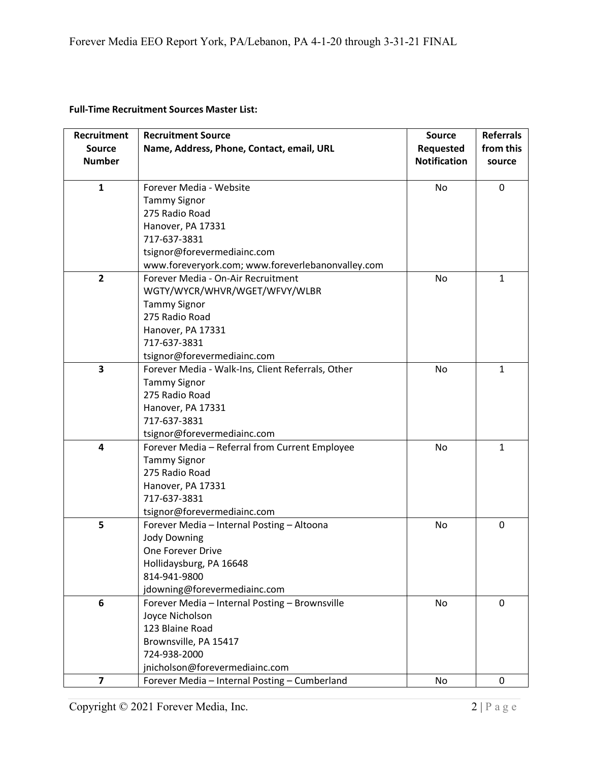**Full-Time Recruitment Sources Master List:**

| Recruitment Source Number | Recruitment Source Name, Address, Phone, Contact, email, URL | Source Requested Notification | Referrals from this source |
|---|---|---|---|
| 1 | Forever Media - Website<br>Tammy Signor<br>275 Radio Road<br>Hanover, PA 17331<br>717-637-3831<br>tsignor@forevermediainc.com<br>www.foreveryork.com; www.foreverlebanonvalley.com | No | 0 |
| 2 | Forever Media - On-Air Recruitment<br>WGTY/WYCR/WHVR/WGET/WFVY/WLBR<br>Tammy Signor<br>275 Radio Road<br>Hanover, PA 17331<br>717-637-3831<br>tsignor@forevermediainc.com | No | 1 |
| 3 | Forever Media - Walk-Ins, Client Referrals, Other<br>Tammy Signor<br>275 Radio Road<br>Hanover, PA 17331<br>717-637-3831<br>tsignor@forevermediainc.com | No | 1 |
| 4 | Forever Media – Referral from Current Employee<br>Tammy Signor<br>275 Radio Road<br>Hanover, PA 17331<br>717-637-3831<br>tsignor@forevermediainc.com | No | 1 |
| 5 | Forever Media – Internal Posting – Altoona<br>Jody Downing<br>One Forever Drive<br>Hollidaysburg, PA 16648<br>814-941-9800<br>jdowning@forevermediainc.com | No | 0 |
| 6 | Forever Media – Internal Posting – Brownsville<br>Joyce Nicholson<br>123 Blaine Road<br>Brownsville, PA 15417<br>724-938-2000<br>jnicholson@forevermediainc.com | No | 0 |
| 7 | Forever Media – Internal Posting – Cumberland | No | 0 |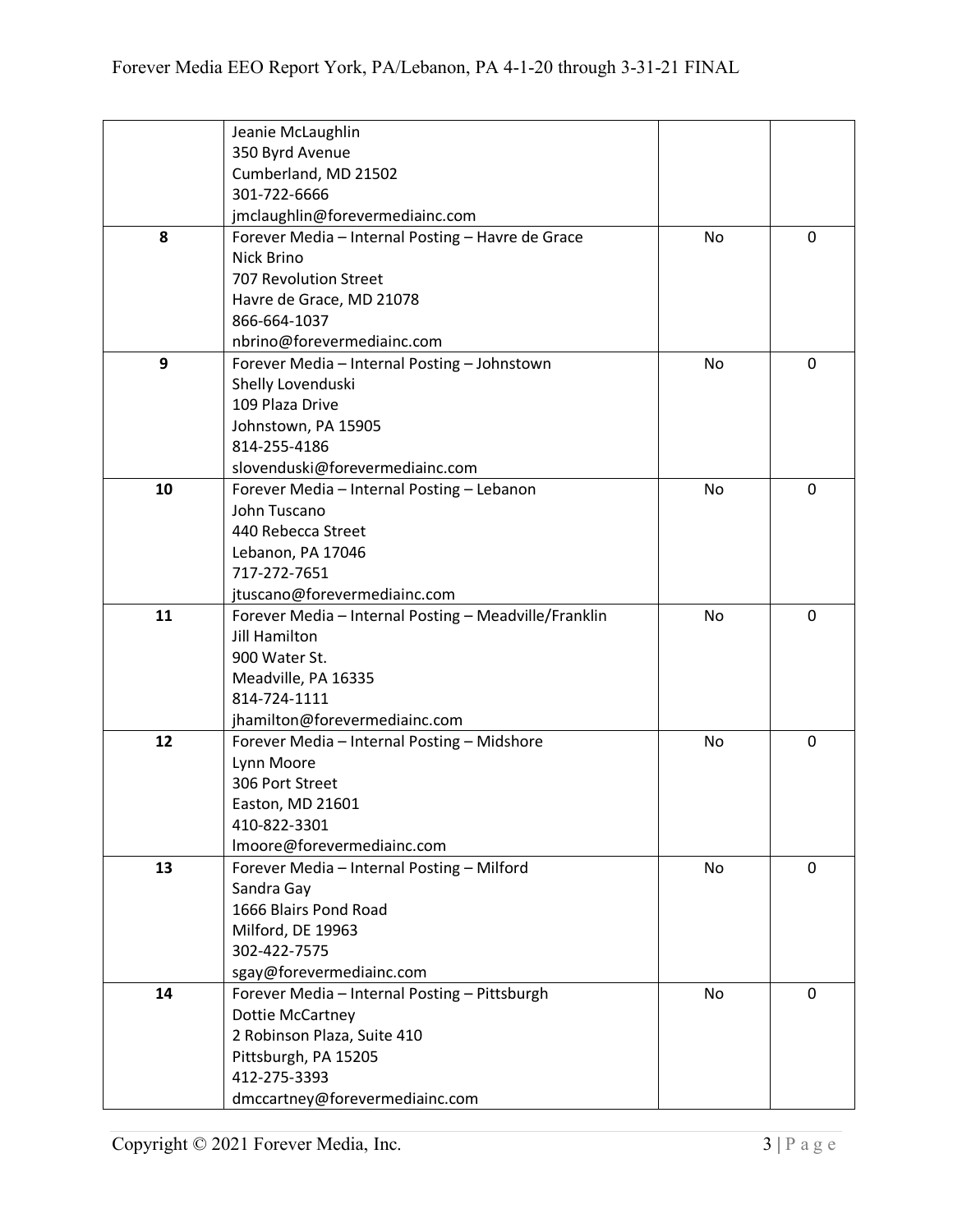| | | | |
|---|---|---|---|
| | Jeanie McLaughlin<br>350 Byrd Avenue<br>Cumberland, MD 21502<br>301-722-6666<br>jmclaughlin@forevermediainc.com | | |
| **8** | Forever Media – Internal Posting – Havre de Grace<br>Nick Brino<br>707 Revolution Street<br>Havre de Grace, MD 21078<br>866-664-1037<br>nbrino@forevermediainc.com | No | 0 |
| **9** | Forever Media – Internal Posting – Johnstown<br>Shelly Lovenduski<br>109 Plaza Drive<br>Johnstown, PA 15905<br>814-255-4186<br>slovenduski@forevermediainc.com | No | 0 |
| **10** | Forever Media – Internal Posting – Lebanon<br>John Tuscano<br>440 Rebecca Street<br>Lebanon, PA 17046<br>717-272-7651<br>jtuscano@forevermediainc.com | No | 0 |
| **11** | Forever Media – Internal Posting – Meadville/Franklin<br>Jill Hamilton<br>900 Water St.<br>Meadville, PA 16335<br>814-724-1111<br>jhamilton@forevermediainc.com | No | 0 |
| **12** | Forever Media – Internal Posting – Midshore<br>Lynn Moore<br>306 Port Street<br>Easton, MD 21601<br>410-822-3301<br>lmoore@forevermediainc.com | No | 0 |
| **13** | Forever Media – Internal Posting – Milford<br>Sandra Gay<br>1666 Blairs Pond Road<br>Milford, DE 19963<br>302-422-7575<br>sgay@forevermediainc.com | No | 0 |
| **14** | Forever Media – Internal Posting – Pittsburgh<br>Dottie McCartney<br>2 Robinson Plaza, Suite 410<br>Pittsburgh, PA 15205<br>412-275-3393<br>dmccartney@forevermediainc.com | No | 0 |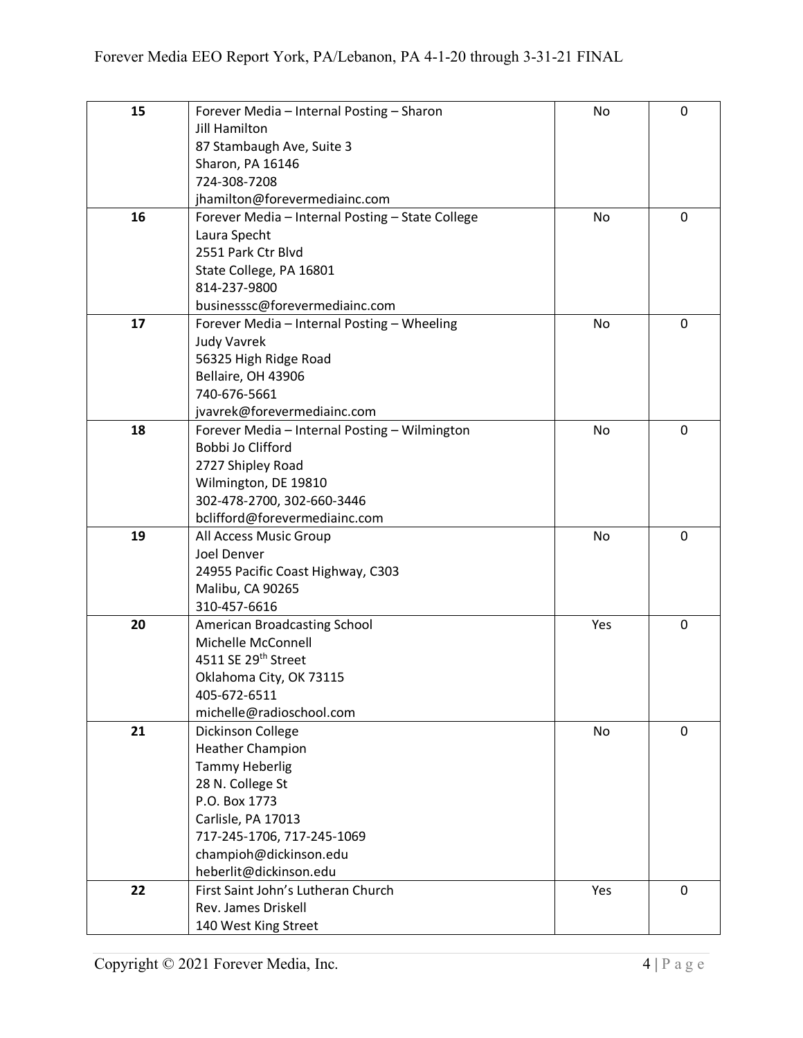| 15 | Forever Media – Internal Posting – Sharon<br>Jill Hamilton<br>87 Stambaugh Ave, Suite 3<br>Sharon, PA 16146<br>724-308-7208<br>jhamilton@forevermediainc.com | No | 0 |
|---|---|---|---|
| 16 | Forever Media – Internal Posting – State College<br>Laura Specht<br>2551 Park Ctr Blvd<br>State College, PA 16801<br>814-237-9800<br>businesssc@forevermediainc.com | No | 0 |
| 17 | Forever Media – Internal Posting – Wheeling<br>Judy Vavrek<br>56325 High Ridge Road<br>Bellaire, OH 43906<br>740-676-5661<br>jvavrek@forevermediainc.com | No | 0 |
| 18 | Forever Media – Internal Posting – Wilmington<br>Bobbi Jo Clifford<br>2727 Shipley Road<br>Wilmington, DE 19810<br>302-478-2700, 302-660-3446<br>bclifford@forevermediainc.com | No | 0 |
| 19 | All Access Music Group<br>Joel Denver<br>24955 Pacific Coast Highway, C303<br>Malibu, CA 90265<br>310-457-6616 | No | 0 |
| 20 | American Broadcasting School<br>Michelle McConnell<br>4511 SE 29th Street<br>Oklahoma City, OK 73115<br>405-672-6511<br>michelle@radioschool.com | Yes | 0 |
| 21 | Dickinson College<br>Heather Champion<br>Tammy Heberlig<br>28 N. College St<br>P.O. Box 1773<br>Carlisle, PA 17013<br>717-245-1706, 717-245-1069<br>champioh@dickinson.edu<br>heberlit@dickinson.edu | No | 0 |
| 22 | First Saint John's Lutheran Church<br>Rev. James Driskell<br>140 West King Street | Yes | 0 |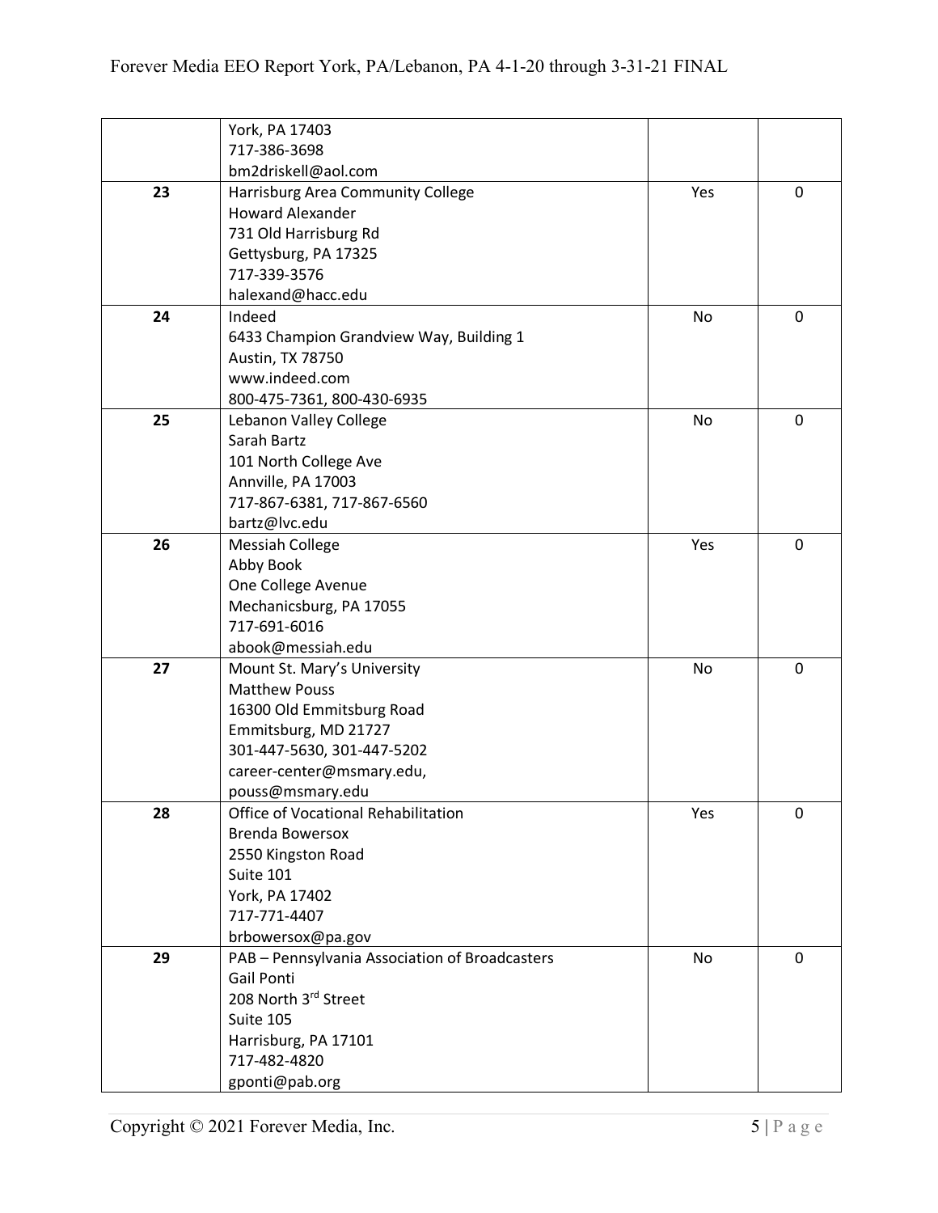|  |  |  |  |
|---|---|---|---|
|  | York, PA 17403<br>717-386-3698<br>bm2driskell@aol.com |  |  |
| **23** | Harrisburg Area Community College<br>Howard Alexander<br>731 Old Harrisburg Rd<br>Gettysburg, PA 17325<br>717-339-3576<br>halexand@hacc.edu | Yes | 0 |
| **24** | Indeed<br>6433 Champion Grandview Way, Building 1<br>Austin, TX 78750<br>www.indeed.com<br>800-475-7361, 800-430-6935 | No | 0 |
| **25** | Lebanon Valley College<br>Sarah Bartz<br>101 North College Ave<br>Annville, PA 17003<br>717-867-6381, 717-867-6560<br>bartz@lvc.edu | No | 0 |
| **26** | Messiah College<br>Abby Book<br>One College Avenue<br>Mechanicsburg, PA 17055<br>717-691-6016<br>abook@messiah.edu | Yes | 0 |
| **27** | Mount St. Mary's University<br>Matthew Pouss<br>16300 Old Emmitsburg Road<br>Emmitsburg, MD 21727<br>301-447-5630, 301-447-5202<br>career-center@msmary.edu,<br>pouss@msmary.edu | No | 0 |
| **28** | Office of Vocational Rehabilitation<br>Brenda Bowersox<br>2550 Kingston Road<br>Suite 101<br>York, PA 17402<br>717-771-4407<br>brbowersox@pa.gov | Yes | 0 |
| **29** | PAB – Pennsylvania Association of Broadcasters<br>Gail Ponti<br>208 North 3rd Street<br>Suite 105<br>Harrisburg, PA 17101<br>717-482-4820<br>gponti@pab.org | No | 0 |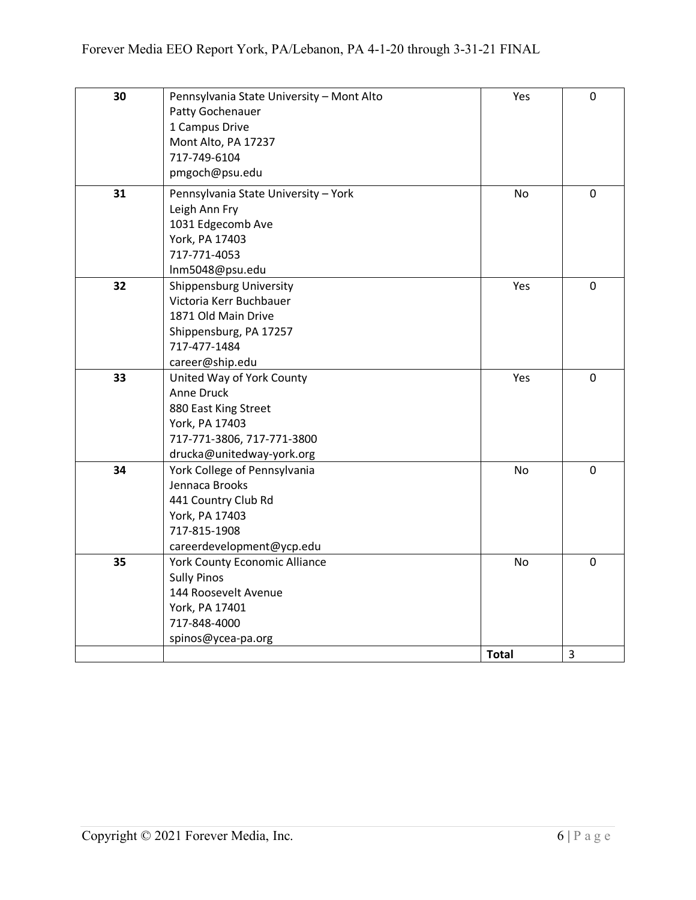| 30 | Pennsylvania State University – Mont Alto<br>Patty Gochenauer<br>1 Campus Drive<br>Mont Alto, PA 17237<br>717-749-6104<br>pmgoch@psu.edu | Yes | 0 |
|---|---|---|---|
| 31 | Pennsylvania State University – York<br>Leigh Ann Fry<br>1031 Edgecomb Ave<br>York, PA 17403<br>717-771-4053<br>lnm5048@psu.edu | No | 0 |
| 32 | Shippensburg University<br>Victoria Kerr Buchbauer<br>1871 Old Main Drive<br>Shippensburg, PA 17257<br>717-477-1484<br>career@ship.edu | Yes | 0 |
| 33 | United Way of York County<br>Anne Druck<br>880 East King Street<br>York, PA 17403<br>717-771-3806, 717-771-3800<br>drucka@unitedway-york.org | Yes | 0 |
| 34 | York College of Pennsylvania<br>Jennaca Brooks<br>441 Country Club Rd<br>York, PA 17403<br>717-815-1908<br>careerdevelopment@ycp.edu | No | 0 |
| 35 | York County Economic Alliance<br>Sully Pinos<br>144 Roosevelt Avenue<br>York, PA 17401<br>717-848-4000<br>spinos@ycea-pa.org | No | 0 |
| | | **Total** | 3 |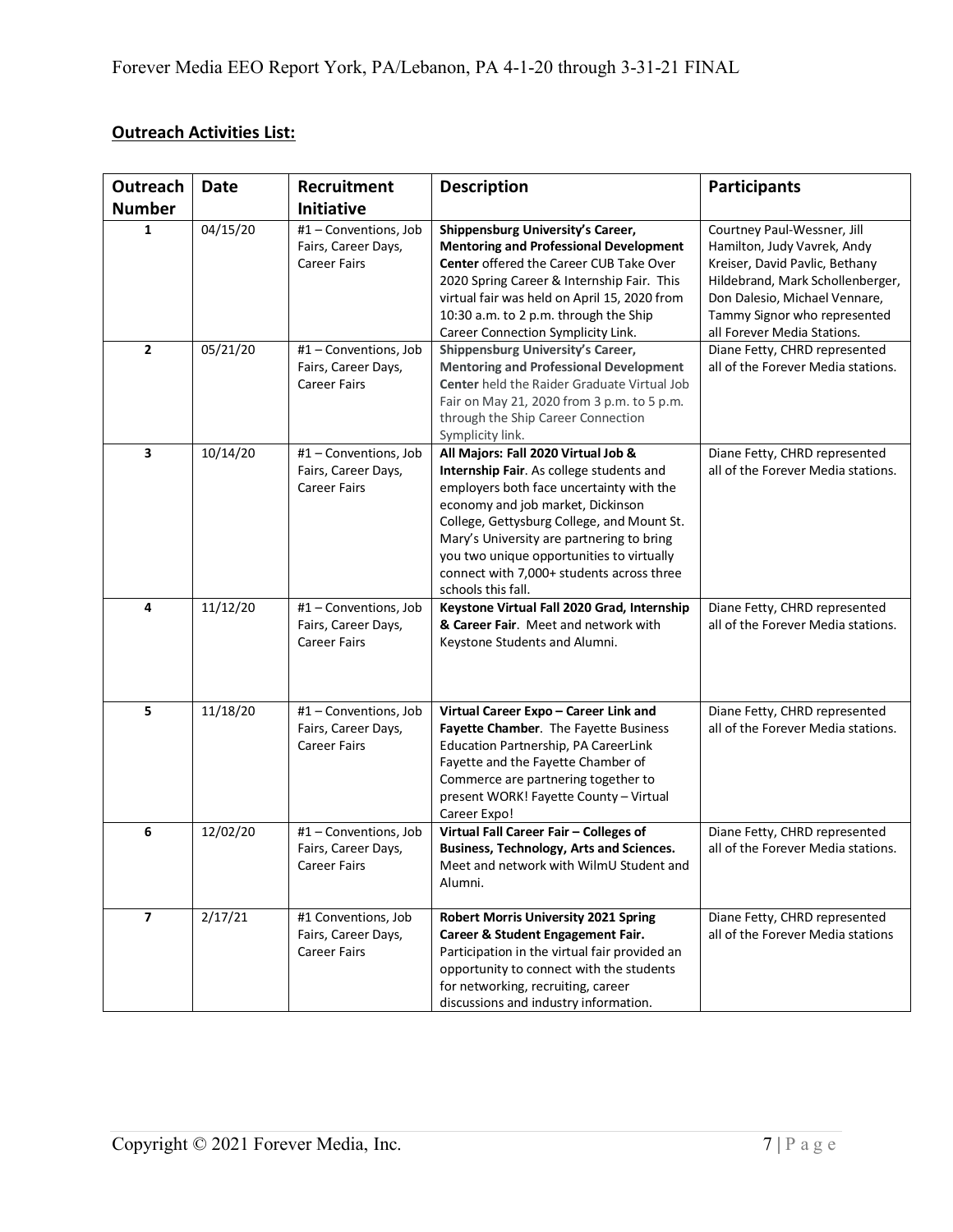## **Outreach Activities List:**

| Outreach Number | Date | Recruitment Initiative | Description | Participants |
|---|---|---|---|---|
| 1 | 04/15/20 | #1 – Conventions, Job Fairs, Career Days, Career Fairs | **Shippensburg University's Career, Mentoring and Professional Development Center** offered the Career CUB Take Over 2020 Spring Career & Internship Fair. This virtual fair was held on April 15, 2020 from 10:30 a.m. to 2 p.m. through the Ship Career Connection Symplicity Link. | Courtney Paul-Wessner, Jill Hamilton, Judy Vavrek, Andy Kreiser, David Pavlic, Bethany Hildebrand, Mark Schollenberger, Don Dalesio, Michael Vennare, Tammy Signor who represented all Forever Media Stations. |
| 2 | 05/21/20 | #1 – Conventions, Job Fairs, Career Days, Career Fairs | **Shippensburg University's Career, Mentoring and Professional Development Center** held the Raider Graduate Virtual Job Fair on May 21, 2020 from 3 p.m. to 5 p.m. through the Ship Career Connection Symplicity link. | Diane Fetty, CHRD represented all of the Forever Media stations. |
| 3 | 10/14/20 | #1 – Conventions, Job Fairs, Career Days, Career Fairs | **All Majors: Fall 2020 Virtual Job & Internship Fair**. As college students and employers both face uncertainty with the economy and job market, Dickinson College, Gettysburg College, and Mount St. Mary's University are partnering to bring you two unique opportunities to virtually connect with 7,000+ students across three schools this fall. | Diane Fetty, CHRD represented all of the Forever Media stations. |
| 4 | 11/12/20 | #1 – Conventions, Job Fairs, Career Days, Career Fairs | **Keystone Virtual Fall 2020 Grad, Internship & Career Fair**. Meet and network with Keystone Students and Alumni. | Diane Fetty, CHRD represented all of the Forever Media stations. |
| 5 | 11/18/20 | #1 – Conventions, Job Fairs, Career Days, Career Fairs | **Virtual Career Expo – Career Link and Fayette Chamber**. The Fayette Business Education Partnership, PA CareerLink Fayette and the Fayette Chamber of Commerce are partnering together to present WORK! Fayette County – Virtual Career Expo! | Diane Fetty, CHRD represented all of the Forever Media stations. |
| 6 | 12/02/20 | #1 – Conventions, Job Fairs, Career Days, Career Fairs | **Virtual Fall Career Fair – Colleges of Business, Technology, Arts and Sciences.** Meet and network with WilmU Student and Alumni. | Diane Fetty, CHRD represented all of the Forever Media stations. |
| 7 | 2/17/21 | #1 Conventions, Job Fairs, Career Days, Career Fairs | **Robert Morris University 2021 Spring Career & Student Engagement Fair.** Participation in the virtual fair provided an opportunity to connect with the students for networking, recruiting, career discussions and industry information. | Diane Fetty, CHRD represented all of the Forever Media stations |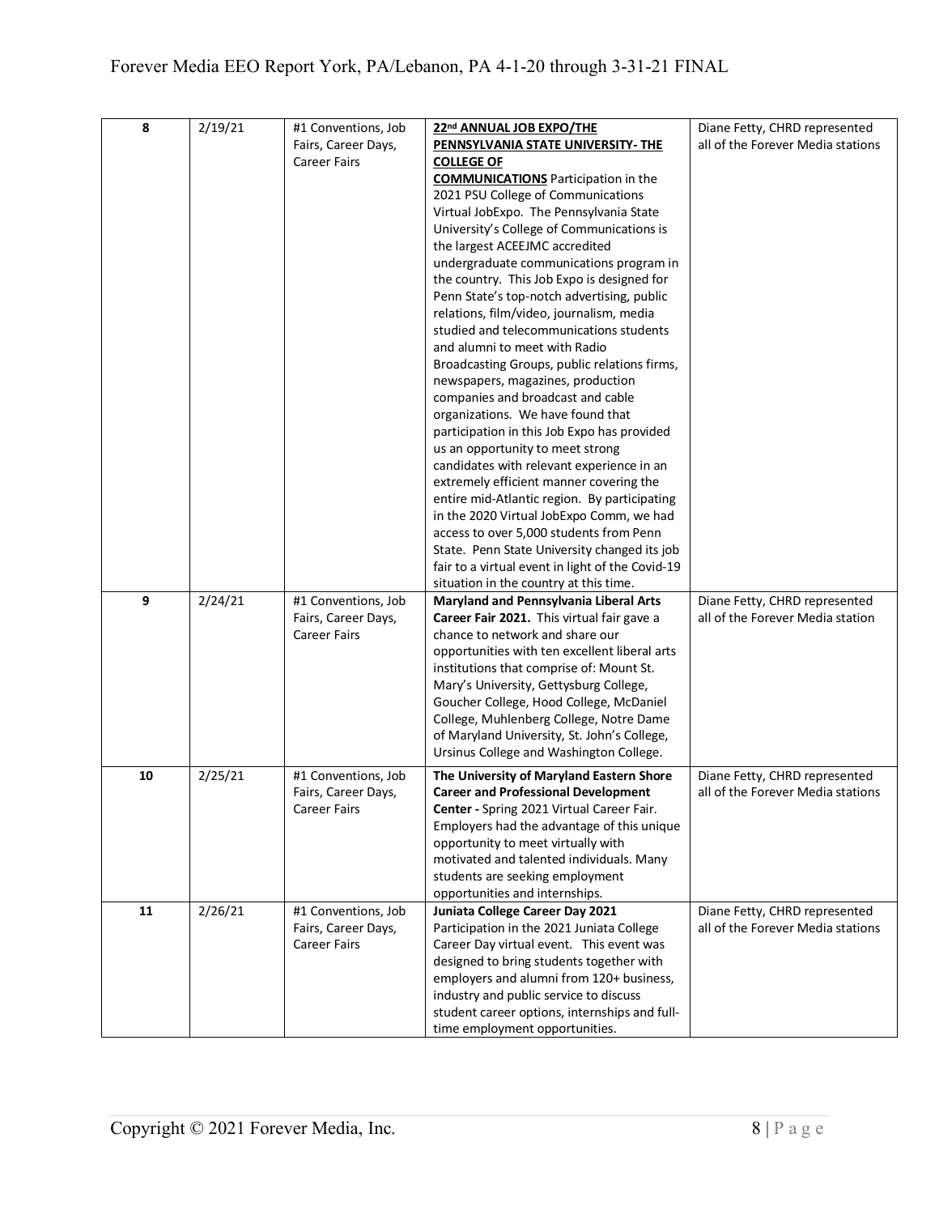| 8 | 2/19/21 | #1 Conventions, Job Fairs, Career Days, Career Fairs | **22nd ANNUAL JOB EXPO/THE PENNSYLVANIA STATE UNIVERSITY- THE COLLEGE OF COMMUNICATIONS** Participation in the 2021 PSU College of Communications Virtual JobExpo. The Pennsylvania State University's College of Communications is the largest ACEEJMC accredited undergraduate communications program in the country. This Job Expo is designed for Penn State's top-notch advertising, public relations, film/video, journalism, media studied and telecommunications students and alumni to meet with Radio Broadcasting Groups, public relations firms, newspapers, magazines, production companies and broadcast and cable organizations. We have found that participation in this Job Expo has provided us an opportunity to meet strong candidates with relevant experience in an extremely efficient manner covering the entire mid-Atlantic region. By participating in the 2020 Virtual JobExpo Comm, we had access to over 5,000 students from Penn State. Penn State University changed its job fair to a virtual event in light of the Covid-19 situation in the country at this time. | Diane Fetty, CHRD represented all of the Forever Media stations |
|---|---|---|---|---|
| 9 | 2/24/21 | #1 Conventions, Job Fairs, Career Days, Career Fairs | **Maryland and Pennsylvania Liberal Arts Career Fair 2021.** This virtual fair gave a chance to network and share our opportunities with ten excellent liberal arts institutions that comprise of: Mount St. Mary's University, Gettysburg College, Goucher College, Hood College, McDaniel College, Muhlenberg College, Notre Dame of Maryland University, St. John's College, Ursinus College and Washington College. | Diane Fetty, CHRD represented all of the Forever Media station |
| 10 | 2/25/21 | #1 Conventions, Job Fairs, Career Days, Career Fairs | **The University of Maryland Eastern Shore Career and Professional Development Center -** Spring 2021 Virtual Career Fair. Employers had the advantage of this unique opportunity to meet virtually with motivated and talented individuals. Many students are seeking employment opportunities and internships. | Diane Fetty, CHRD represented all of the Forever Media stations |
| 11 | 2/26/21 | #1 Conventions, Job Fairs, Career Days, Career Fairs | **Juniata College Career Day 2021** Participation in the 2021 Juniata College Career Day virtual event. This event was designed to bring students together with employers and alumni from 120+ business, industry and public service to discuss student career options, internships and full-time employment opportunities. | Diane Fetty, CHRD represented all of the Forever Media stations |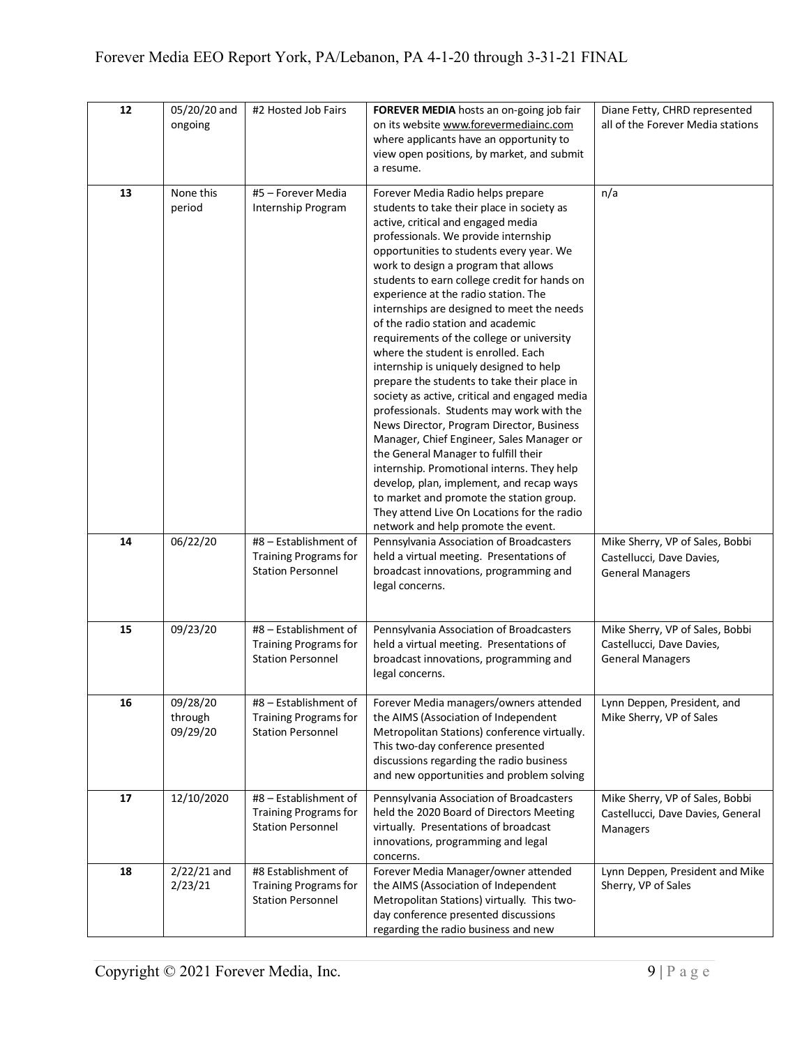| 12 | 05/20/20 and ongoing | #2 Hosted Job Fairs | **FOREVER MEDIA** hosts an on-going job fair on its website www.forevermediainc.com where applicants have an opportunity to view open positions, by market, and submit a resume. | Diane Fetty, CHRD represented all of the Forever Media stations |
|---|---|---|---|---|
| 13 | None this period | #5 – Forever Media Internship Program | Forever Media Radio helps prepare students to take their place in society as active, critical and engaged media professionals. We provide internship opportunities to students every year. We work to design a program that allows students to earn college credit for hands on experience at the radio station. The internships are designed to meet the needs of the radio station and academic requirements of the college or university where the student is enrolled. Each internship is uniquely designed to help prepare the students to take their place in society as active, critical and engaged media professionals. Students may work with the News Director, Program Director, Business Manager, Chief Engineer, Sales Manager or the General Manager to fulfill their internship. Promotional interns. They help develop, plan, implement, and recap ways to market and promote the station group. They attend Live On Locations for the radio network and help promote the event. | n/a |
| 14 | 06/22/20 | #8 – Establishment of Training Programs for Station Personnel | Pennsylvania Association of Broadcasters held a virtual meeting. Presentations of broadcast innovations, programming and legal concerns. | Mike Sherry, VP of Sales, Bobbi Castellucci, Dave Davies, General Managers |
| 15 | 09/23/20 | #8 – Establishment of Training Programs for Station Personnel | Pennsylvania Association of Broadcasters held a virtual meeting. Presentations of broadcast innovations, programming and legal concerns. | Mike Sherry, VP of Sales, Bobbi Castellucci, Dave Davies, General Managers |
| 16 | 09/28/20 through 09/29/20 | #8 – Establishment of Training Programs for Station Personnel | Forever Media managers/owners attended the AIMS (Association of Independent Metropolitan Stations) conference virtually. This two-day conference presented discussions regarding the radio business and new opportunities and problem solving | Lynn Deppen, President, and Mike Sherry, VP of Sales |
| 17 | 12/10/2020 | #8 – Establishment of Training Programs for Station Personnel | Pennsylvania Association of Broadcasters held the 2020 Board of Directors Meeting virtually. Presentations of broadcast innovations, programming and legal concerns. | Mike Sherry, VP of Sales, Bobbi Castellucci, Dave Davies, General Managers |
| 18 | 2/22/21 and 2/23/21 | #8 Establishment of Training Programs for Station Personnel | Forever Media Manager/owner attended the AIMS (Association of Independent Metropolitan Stations) virtually. This two-day conference presented discussions regarding the radio business and new | Lynn Deppen, President and Mike Sherry, VP of Sales |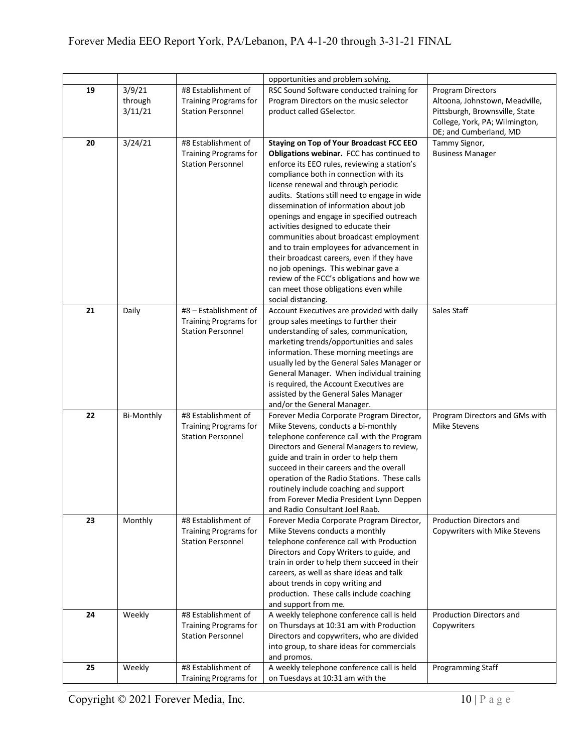| | | | opportunities and problem solving. | |
|---|---|---|---|---|
| **19** | 3/9/21 through 3/11/21 | #8 Establishment of Training Programs for Station Personnel | RSC Sound Software conducted training for Program Directors on the music selector product called GSelector. | Program Directors Altoona, Johnstown, Meadville, Pittsburgh, Brownsville, State College, York, PA; Wilmington, DE; and Cumberland, MD |
| **20** | 3/24/21 | #8 Establishment of Training Programs for Station Personnel | **Staying on Top of Your Broadcast FCC EEO Obligations webinar.** FCC has continued to enforce its EEO rules, reviewing a station's compliance both in connection with its license renewal and through periodic audits. Stations still need to engage in wide dissemination of information about job openings and engage in specified outreach activities designed to educate their communities about broadcast employment and to train employees for advancement in their broadcast careers, even if they have no job openings. This webinar gave a review of the FCC's obligations and how we can meet those obligations even while social distancing. | Tammy Signor, Business Manager |
| **21** | Daily | #8 – Establishment of Training Programs for Station Personnel | Account Executives are provided with daily group sales meetings to further their understanding of sales, communication, marketing trends/opportunities and sales information. These morning meetings are usually led by the General Sales Manager or General Manager. When individual training is required, the Account Executives are assisted by the General Sales Manager and/or the General Manager. | Sales Staff |
| **22** | Bi-Monthly | #8 Establishment of Training Programs for Station Personnel | Forever Media Corporate Program Director, Mike Stevens, conducts a bi-monthly telephone conference call with the Program Directors and General Managers to review, guide and train in order to help them succeed in their careers and the overall operation of the Radio Stations. These calls routinely include coaching and support from Forever Media President Lynn Deppen and Radio Consultant Joel Raab. | Program Directors and GMs with Mike Stevens |
| **23** | Monthly | #8 Establishment of Training Programs for Station Personnel | Forever Media Corporate Program Director, Mike Stevens conducts a monthly telephone conference call with Production Directors and Copy Writers to guide, and train in order to help them succeed in their careers, as well as share ideas and talk about trends in copy writing and production. These calls include coaching and support from me. | Production Directors and Copywriters with Mike Stevens |
| **24** | Weekly | #8 Establishment of Training Programs for Station Personnel | A weekly telephone conference call is held on Thursdays at 10:31 am with Production Directors and copywriters, who are divided into group, to share ideas for commercials and promos. | Production Directors and Copywriters |
| **25** | Weekly | #8 Establishment of Training Programs for | A weekly telephone conference call is held on Tuesdays at 10:31 am with the | Programming Staff |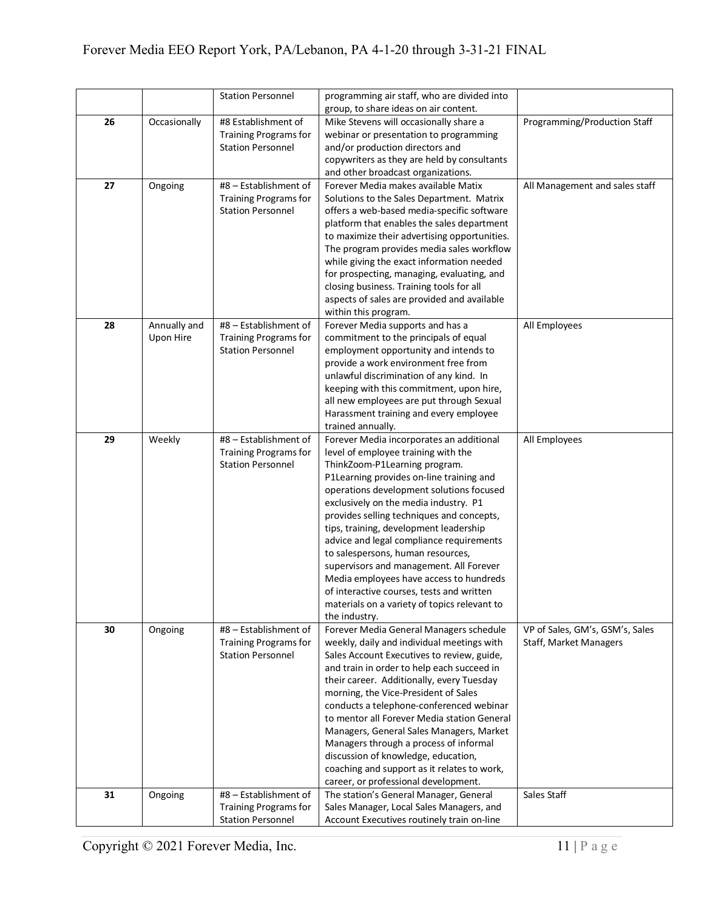|  |  |  |  |  |
|---|---|---|---|---|
|  |  | Station Personnel | programming air staff, who are divided into group, to share ideas on air content. |  |
| **26** | Occasionally | #8 Establishment of Training Programs for Station Personnel | Mike Stevens will occasionally share a webinar or presentation to programming and/or production directors and copywriters as they are held by consultants and other broadcast organizations. | Programming/Production Staff |
| **27** | Ongoing | #8 – Establishment of Training Programs for Station Personnel | Forever Media makes available Matix Solutions to the Sales Department. Matrix offers a web-based media-specific software platform that enables the sales department to maximize their advertising opportunities. The program provides media sales workflow while giving the exact information needed for prospecting, managing, evaluating, and closing business. Training tools for all aspects of sales are provided and available within this program. | All Management and sales staff |
| **28** | Annually and Upon Hire | #8 – Establishment of Training Programs for Station Personnel | Forever Media supports and has a commitment to the principals of equal employment opportunity and intends to provide a work environment free from unlawful discrimination of any kind. In keeping with this commitment, upon hire, all new employees are put through Sexual Harassment training and every employee trained annually. | All Employees |
| **29** | Weekly | #8 – Establishment of Training Programs for Station Personnel | Forever Media incorporates an additional level of employee training with the ThinkZoom-P1Learning program. P1Learning provides on-line training and operations development solutions focused exclusively on the media industry. P1 provides selling techniques and concepts, tips, training, development leadership advice and legal compliance requirements to salespersons, human resources, supervisors and management. All Forever Media employees have access to hundreds of interactive courses, tests and written materials on a variety of topics relevant to the industry. | All Employees |
| **30** | Ongoing | #8 – Establishment of Training Programs for Station Personnel | Forever Media General Managers schedule weekly, daily and individual meetings with Sales Account Executives to review, guide, and train in order to help each succeed in their career. Additionally, every Tuesday morning, the Vice-President of Sales conducts a telephone-conferenced webinar to mentor all Forever Media station General Managers, General Sales Managers, Market Managers through a process of informal discussion of knowledge, education, coaching and support as it relates to work, career, or professional development. | VP of Sales, GM's, GSM's, Sales Staff, Market Managers |
| **31** | Ongoing | #8 – Establishment of Training Programs for Station Personnel | The station's General Manager, General Sales Manager, Local Sales Managers, and Account Executives routinely train on-line | Sales Staff |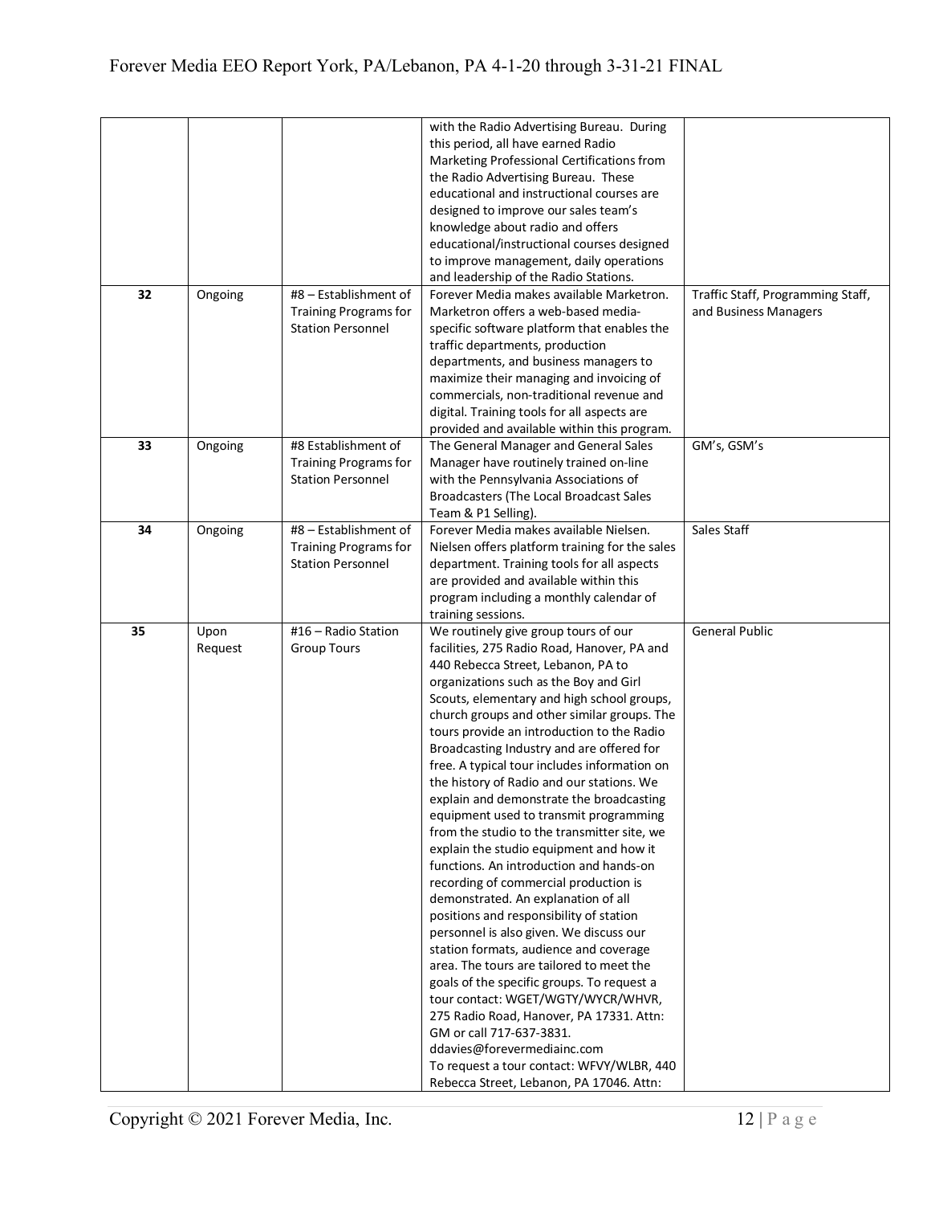| | | | | |
|---|---|---|---|---|
| | | | with the Radio Advertising Bureau. During this period, all have earned Radio Marketing Professional Certifications from the Radio Advertising Bureau. These educational and instructional courses are designed to improve our sales team's knowledge about radio and offers educational/instructional courses designed to improve management, daily operations and leadership of the Radio Stations. | |
| **32** | Ongoing | #8 – Establishment of Training Programs for Station Personnel | Forever Media makes available Marketron. Marketron offers a web-based media-specific software platform that enables the traffic departments, production departments, and business managers to maximize their managing and invoicing of commercials, non-traditional revenue and digital. Training tools for all aspects are provided and available within this program. | Traffic Staff, Programming Staff, and Business Managers |
| **33** | Ongoing | #8 Establishment of Training Programs for Station Personnel | The General Manager and General Sales Manager have routinely trained on-line with the Pennsylvania Associations of Broadcasters (The Local Broadcast Sales Team & P1 Selling). | GM's, GSM's |
| **34** | Ongoing | #8 – Establishment of Training Programs for Station Personnel | Forever Media makes available Nielsen. Nielsen offers platform training for the sales department. Training tools for all aspects are provided and available within this program including a monthly calendar of training sessions. | Sales Staff |
| **35** | Upon Request | #16 – Radio Station Group Tours | We routinely give group tours of our facilities, 275 Radio Road, Hanover, PA and 440 Rebecca Street, Lebanon, PA to organizations such as the Boy and Girl Scouts, elementary and high school groups, church groups and other similar groups. The tours provide an introduction to the Radio Broadcasting Industry and are offered for free. A typical tour includes information on the history of Radio and our stations. We explain and demonstrate the broadcasting equipment used to transmit programming from the studio to the transmitter site, we explain the studio equipment and how it functions. An introduction and hands-on recording of commercial production is demonstrated. An explanation of all positions and responsibility of station personnel is also given. We discuss our station formats, audience and coverage area. The tours are tailored to meet the goals of the specific groups. To request a tour contact: WGET/WGTY/WYCR/WHVR, 275 Radio Road, Hanover, PA 17331. Attn: GM or call 717-637-3831. ddavies@forevermediainc.com To request a tour contact: WFVY/WLBR, 440 Rebecca Street, Lebanon, PA 17046. Attn: | General Public |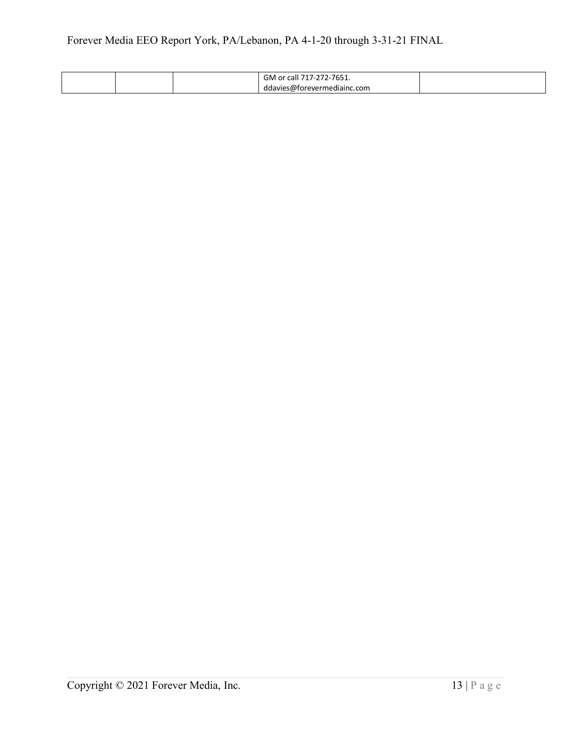| | | | | |
|---|---|---|---|---|
| | | | GM or call 717-272-7651. ddavies@forevermediainc.com | |